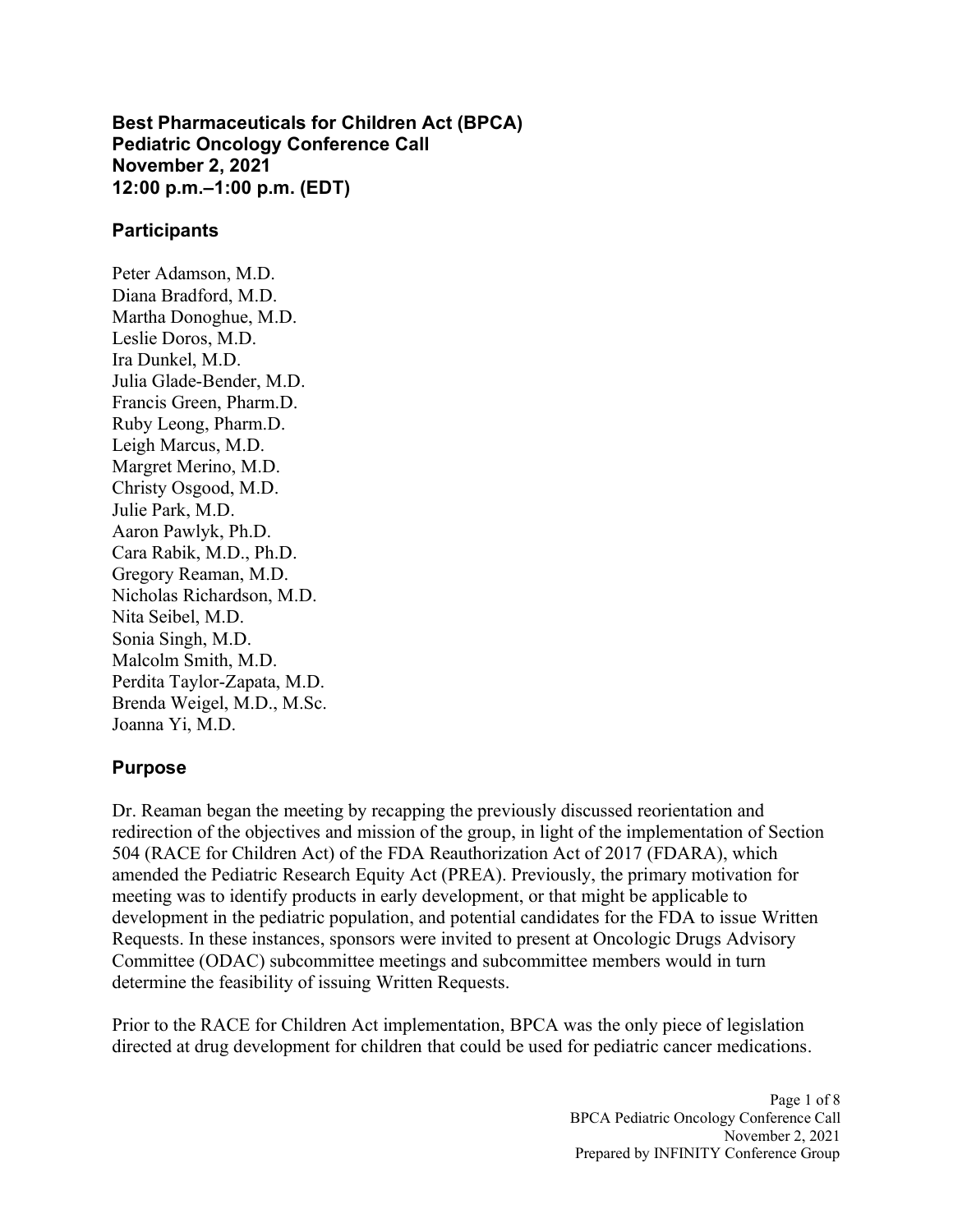# Best Pharmaceuticals for Children Act (BPCA)
# Pediatric Oncology Conference Call
# November 2, 2021
# 12:00 p.m.–1:00 p.m. (EDT)

## Participants

Peter Adamson, M.D.
Diana Bradford, M.D.
Martha Donoghue, M.D.
Leslie Doros, M.D.
Ira Dunkel, M.D.
Julia Glade-Bender, M.D.
Francis Green, Pharm.D.
Ruby Leong, Pharm.D.
Leigh Marcus, M.D.
Margret Merino, M.D.
Christy Osgood, M.D.
Julie Park, M.D.
Aaron Pawlyk, Ph.D.
Cara Rabik, M.D., Ph.D.
Gregory Reaman, M.D.
Nicholas Richardson, M.D.
Nita Seibel, M.D.
Sonia Singh, M.D.
Malcolm Smith, M.D.
Perdita Taylor-Zapata, M.D.
Brenda Weigel, M.D., M.Sc.
Joanna Yi, M.D.

## Purpose

Dr. Reaman began the meeting by recapping the previously discussed reorientation and redirection of the objectives and mission of the group, in light of the implementation of Section 504 (RACE for Children Act) of the FDA Reauthorization Act of 2017 (FDARA), which amended the Pediatric Research Equity Act (PREA). Previously, the primary motivation for meeting was to identify products in early development, or that might be applicable to development in the pediatric population, and potential candidates for the FDA to issue Written Requests. In these instances, sponsors were invited to present at Oncologic Drugs Advisory Committee (ODAC) subcommittee meetings and subcommittee members would in turn determine the feasibility of issuing Written Requests.

Prior to the RACE for Children Act implementation, BPCA was the only piece of legislation directed at drug development for children that could be used for pediatric cancer medications.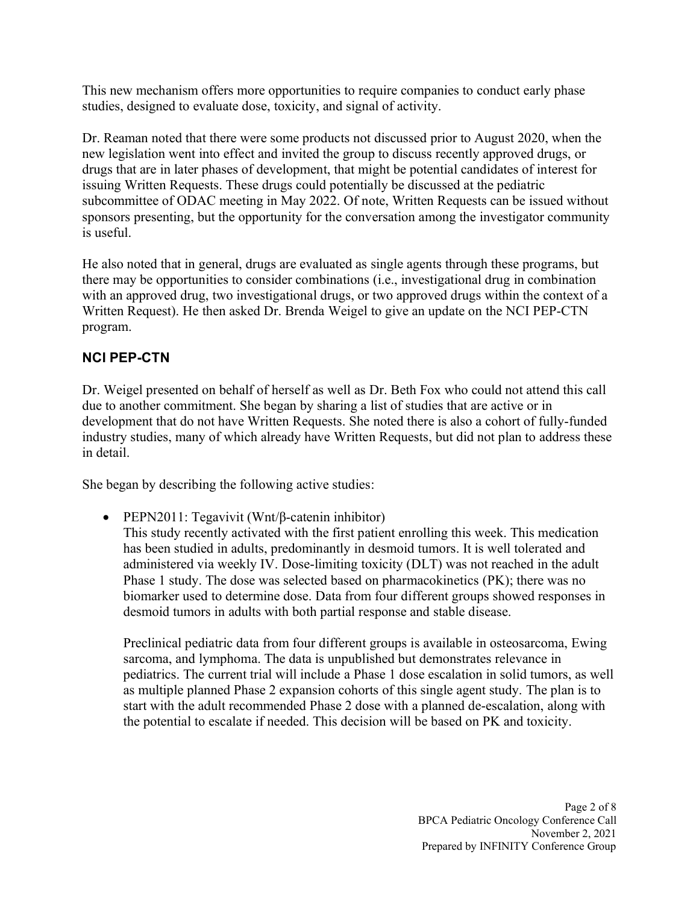This new mechanism offers more opportunities to require companies to conduct early phase studies, designed to evaluate dose, toxicity, and signal of activity.

Dr. Reaman noted that there were some products not discussed prior to August 2020, when the new legislation went into effect and invited the group to discuss recently approved drugs, or drugs that are in later phases of development, that might be potential candidates of interest for issuing Written Requests. These drugs could potentially be discussed at the pediatric subcommittee of ODAC meeting in May 2022. Of note, Written Requests can be issued without sponsors presenting, but the opportunity for the conversation among the investigator community is useful.

He also noted that in general, drugs are evaluated as single agents through these programs, but there may be opportunities to consider combinations (i.e., investigational drug in combination with an approved drug, two investigational drugs, or two approved drugs within the context of a Written Request). He then asked Dr. Brenda Weigel to give an update on the NCI PEP-CTN program.

## NCI PEP-CTN

Dr. Weigel presented on behalf of herself as well as Dr. Beth Fox who could not attend this call due to another commitment. She began by sharing a list of studies that are active or in development that do not have Written Requests. She noted there is also a cohort of fully-funded industry studies, many of which already have Written Requests, but did not plan to address these in detail.

She began by describing the following active studies:

- PEPN2011: Tegavivit (Wnt/β-catenin inhibitor)
  This study recently activated with the first patient enrolling this week. This medication has been studied in adults, predominantly in desmoid tumors. It is well tolerated and administered via weekly IV. Dose-limiting toxicity (DLT) was not reached in the adult Phase 1 study. The dose was selected based on pharmacokinetics (PK); there was no biomarker used to determine dose. Data from four different groups showed responses in desmoid tumors in adults with both partial response and stable disease.

  Preclinical pediatric data from four different groups is available in osteosarcoma, Ewing sarcoma, and lymphoma. The data is unpublished but demonstrates relevance in pediatrics. The current trial will include a Phase 1 dose escalation in solid tumors, as well as multiple planned Phase 2 expansion cohorts of this single agent study. The plan is to start with the adult recommended Phase 2 dose with a planned de-escalation, along with the potential to escalate if needed. This decision will be based on PK and toxicity.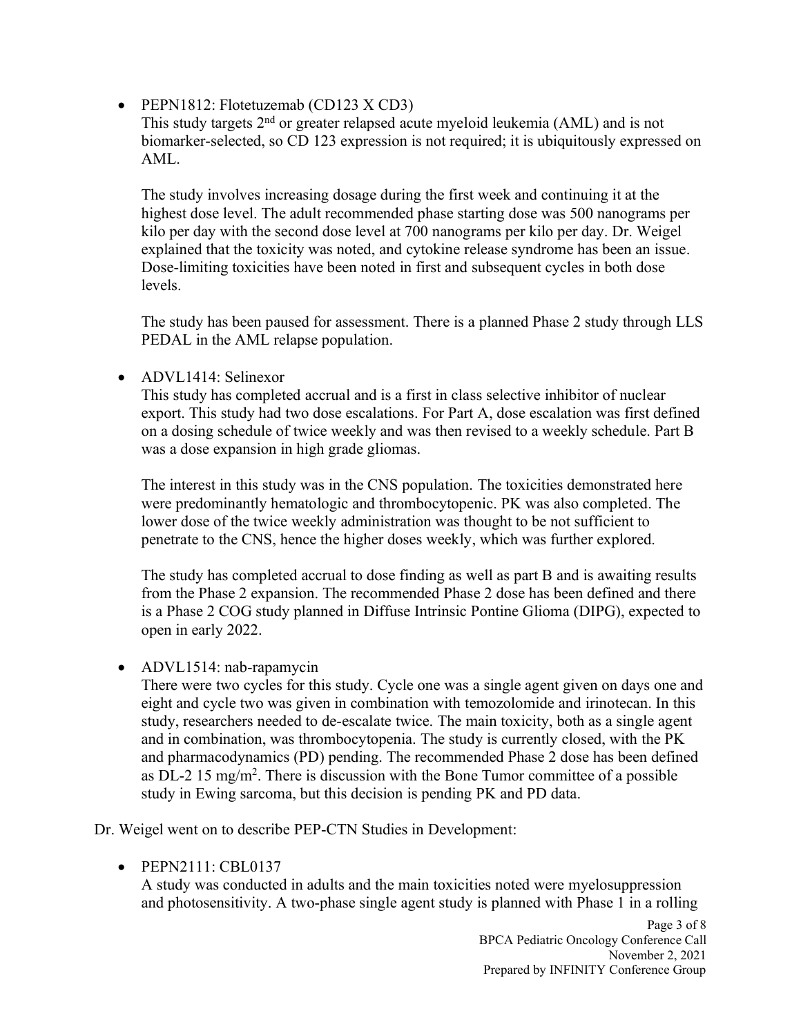- PEPN1812: Flotetuzemab (CD123 X CD3)
  This study targets 2nd or greater relapsed acute myeloid leukemia (AML) and is not biomarker-selected, so CD 123 expression is not required; it is ubiquitously expressed on AML.

  The study involves increasing dosage during the first week and continuing it at the highest dose level. The adult recommended phase starting dose was 500 nanograms per kilo per day with the second dose level at 700 nanograms per kilo per day. Dr. Weigel explained that the toxicity was noted, and cytokine release syndrome has been an issue. Dose-limiting toxicities have been noted in first and subsequent cycles in both dose levels.

  The study has been paused for assessment. There is a planned Phase 2 study through LLS PEDAL in the AML relapse population.

- ADVL1414: Selinexor
  This study has completed accrual and is a first in class selective inhibitor of nuclear export. This study had two dose escalations. For Part A, dose escalation was first defined on a dosing schedule of twice weekly and was then revised to a weekly schedule. Part B was a dose expansion in high grade gliomas.

  The interest in this study was in the CNS population. The toxicities demonstrated here were predominantly hematologic and thrombocytopenic. PK was also completed. The lower dose of the twice weekly administration was thought to be not sufficient to penetrate to the CNS, hence the higher doses weekly, which was further explored.

  The study has completed accrual to dose finding as well as part B and is awaiting results from the Phase 2 expansion. The recommended Phase 2 dose has been defined and there is a Phase 2 COG study planned in Diffuse Intrinsic Pontine Glioma (DIPG), expected to open in early 2022.

- ADVL1514: nab-rapamycin
  There were two cycles for this study. Cycle one was a single agent given on days one and eight and cycle two was given in combination with temozolomide and irinotecan. In this study, researchers needed to de-escalate twice. The main toxicity, both as a single agent and in combination, was thrombocytopenia. The study is currently closed, with the PK and pharmacodynamics (PD) pending. The recommended Phase 2 dose has been defined as DL-2 15 mg/m$^2$. There is discussion with the Bone Tumor committee of a possible study in Ewing sarcoma, but this decision is pending PK and PD data.

Dr. Weigel went on to describe PEP-CTN Studies in Development:

- PEPN2111: CBL0137
  A study was conducted in adults and the main toxicities noted were myelosuppression and photosensitivity. A two-phase single agent study is planned with Phase 1 in a rolling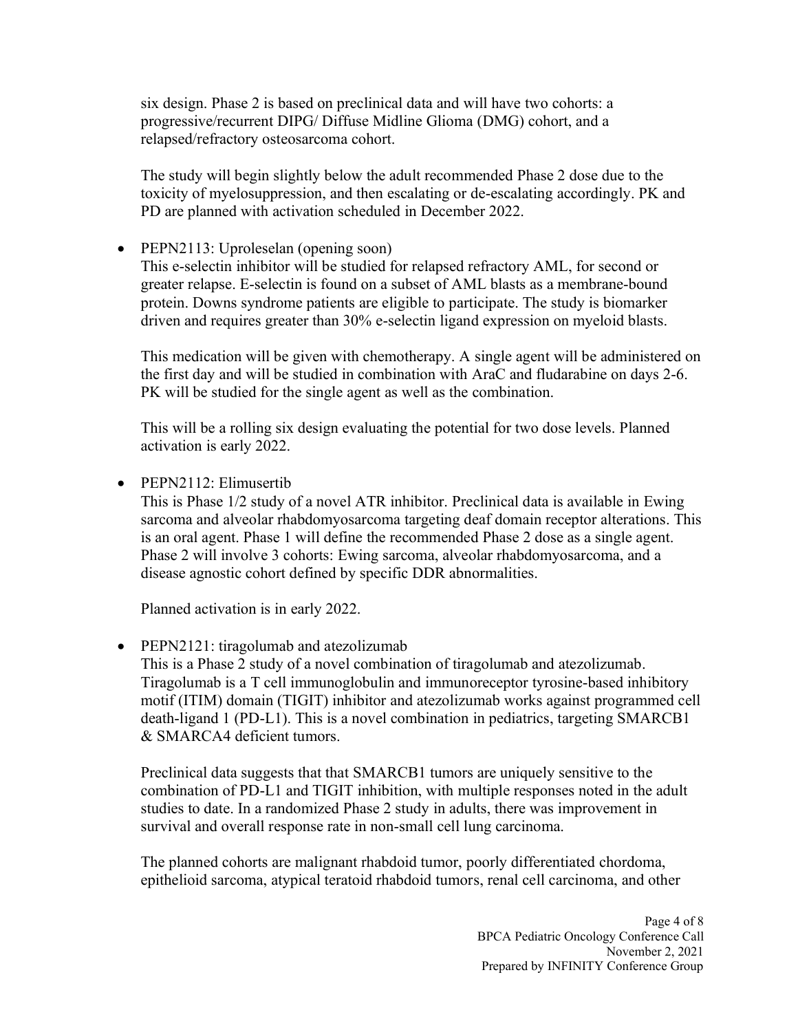six design. Phase 2 is based on preclinical data and will have two cohorts: a progressive/recurrent DIPG/ Diffuse Midline Glioma (DMG) cohort, and a relapsed/refractory osteosarcoma cohort.

The study will begin slightly below the adult recommended Phase 2 dose due to the toxicity of myelosuppression, and then escalating or de-escalating accordingly. PK and PD are planned with activation scheduled in December 2022.

- PEPN2113: Uproleselan (opening soon)

  This e-selectin inhibitor will be studied for relapsed refractory AML, for second or greater relapse. E-selectin is found on a subset of AML blasts as a membrane-bound protein. Downs syndrome patients are eligible to participate. The study is biomarker driven and requires greater than 30% e-selectin ligand expression on myeloid blasts.

  This medication will be given with chemotherapy. A single agent will be administered on the first day and will be studied in combination with AraC and fludarabine on days 2-6. PK will be studied for the single agent as well as the combination.

  This will be a rolling six design evaluating the potential for two dose levels. Planned activation is early 2022.

- PEPN2112: Elimusertib

  This is Phase 1/2 study of a novel ATR inhibitor. Preclinical data is available in Ewing sarcoma and alveolar rhabdomyosarcoma targeting deaf domain receptor alterations. This is an oral agent. Phase 1 will define the recommended Phase 2 dose as a single agent. Phase 2 will involve 3 cohorts: Ewing sarcoma, alveolar rhabdomyosarcoma, and a disease agnostic cohort defined by specific DDR abnormalities.

  Planned activation is in early 2022.

- PEPN2121: tiragolumab and atezolizumab

  This is a Phase 2 study of a novel combination of tiragolumab and atezolizumab. Tiragolumab is a T cell immunoglobulin and immunoreceptor tyrosine-based inhibitory motif (ITIM) domain (TIGIT) inhibitor and atezolizumab works against programmed cell death-ligand 1 (PD-L1). This is a novel combination in pediatrics, targeting SMARCB1 & SMARCA4 deficient tumors.

  Preclinical data suggests that that SMARCB1 tumors are uniquely sensitive to the combination of PD-L1 and TIGIT inhibition, with multiple responses noted in the adult studies to date. In a randomized Phase 2 study in adults, there was improvement in survival and overall response rate in non-small cell lung carcinoma.

  The planned cohorts are malignant rhabdoid tumor, poorly differentiated chordoma, epithelioid sarcoma, atypical teratoid rhabdoid tumors, renal cell carcinoma, and other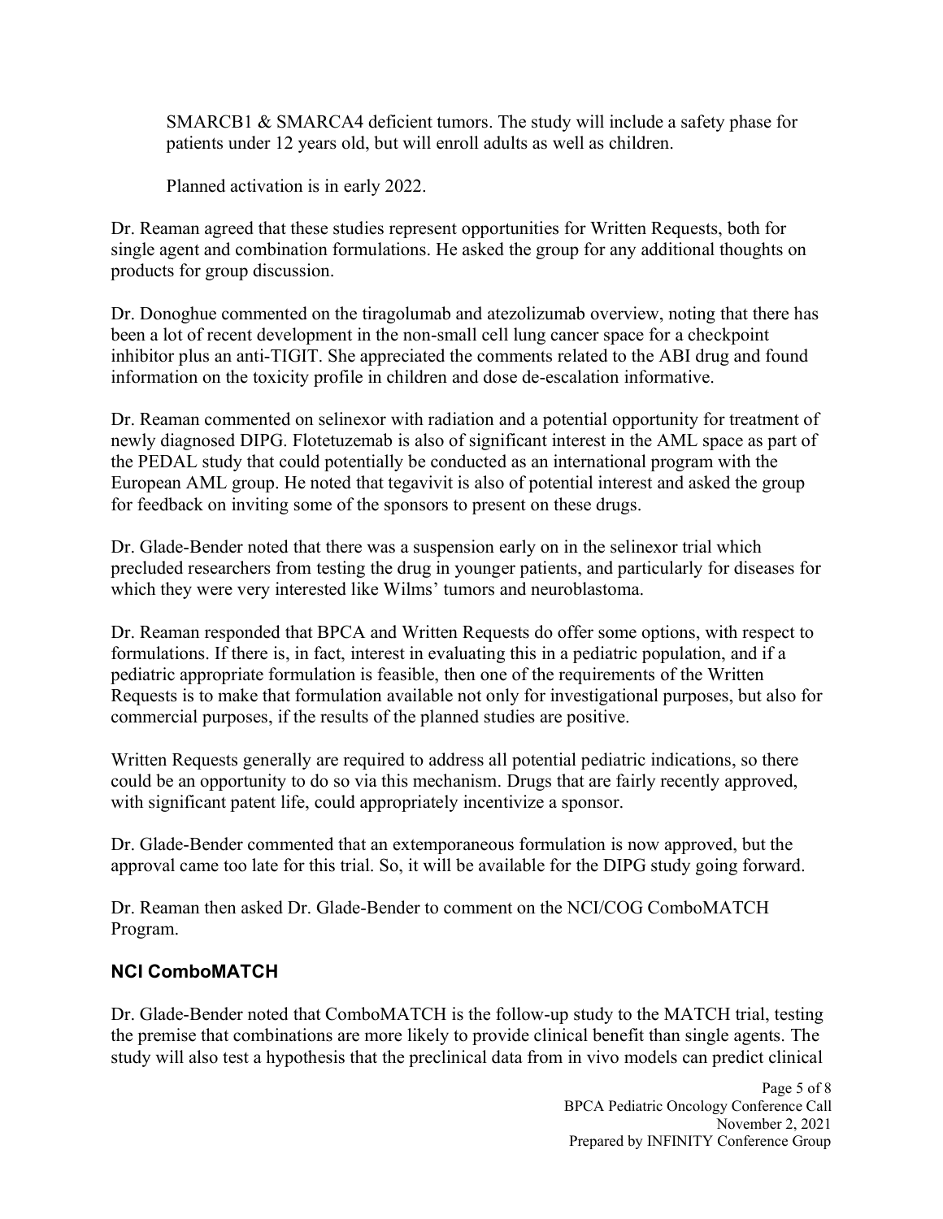SMARCB1 & SMARCA4 deficient tumors. The study will include a safety phase for patients under 12 years old, but will enroll adults as well as children.

Planned activation is in early 2022.

Dr. Reaman agreed that these studies represent opportunities for Written Requests, both for single agent and combination formulations. He asked the group for any additional thoughts on products for group discussion.

Dr. Donoghue commented on the tiragolumab and atezolizumab overview, noting that there has been a lot of recent development in the non-small cell lung cancer space for a checkpoint inhibitor plus an anti-TIGIT. She appreciated the comments related to the ABI drug and found information on the toxicity profile in children and dose de-escalation informative.

Dr. Reaman commented on selinexor with radiation and a potential opportunity for treatment of newly diagnosed DIPG. Flotetuzemab is also of significant interest in the AML space as part of the PEDAL study that could potentially be conducted as an international program with the European AML group. He noted that tegavivit is also of potential interest and asked the group for feedback on inviting some of the sponsors to present on these drugs.

Dr. Glade-Bender noted that there was a suspension early on in the selinexor trial which precluded researchers from testing the drug in younger patients, and particularly for diseases for which they were very interested like Wilms' tumors and neuroblastoma.

Dr. Reaman responded that BPCA and Written Requests do offer some options, with respect to formulations. If there is, in fact, interest in evaluating this in a pediatric population, and if a pediatric appropriate formulation is feasible, then one of the requirements of the Written Requests is to make that formulation available not only for investigational purposes, but also for commercial purposes, if the results of the planned studies are positive.

Written Requests generally are required to address all potential pediatric indications, so there could be an opportunity to do so via this mechanism. Drugs that are fairly recently approved, with significant patent life, could appropriately incentivize a sponsor.

Dr. Glade-Bender commented that an extemporaneous formulation is now approved, but the approval came too late for this trial. So, it will be available for the DIPG study going forward.

Dr. Reaman then asked Dr. Glade-Bender to comment on the NCI/COG ComboMATCH Program.

## NCI ComboMATCH

Dr. Glade-Bender noted that ComboMATCH is the follow-up study to the MATCH trial, testing the premise that combinations are more likely to provide clinical benefit than single agents. The study will also test a hypothesis that the preclinical data from in vivo models can predict clinical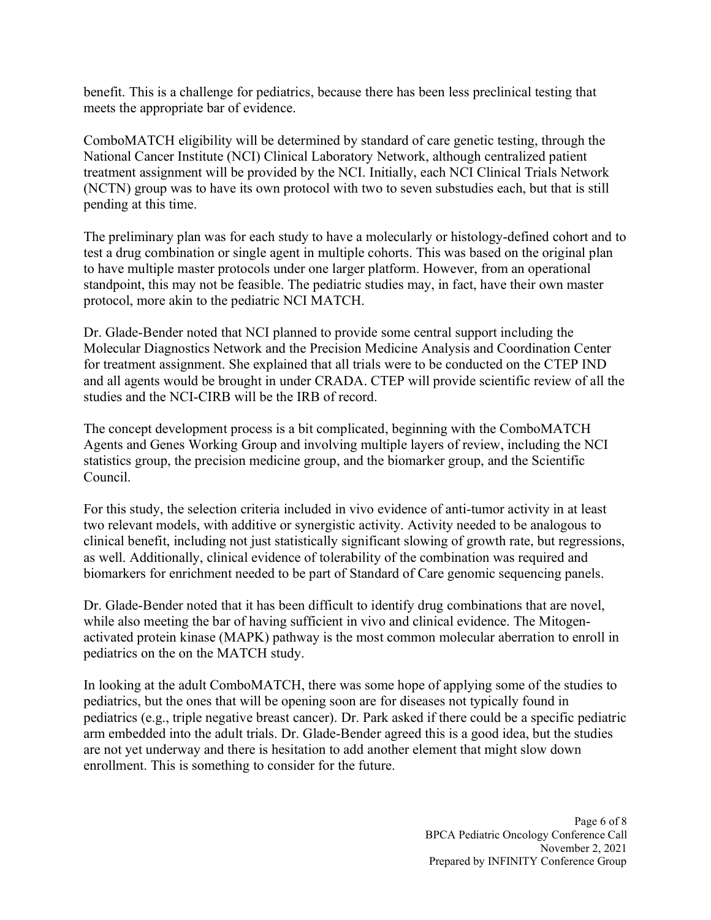benefit. This is a challenge for pediatrics, because there has been less preclinical testing that meets the appropriate bar of evidence.

ComboMATCH eligibility will be determined by standard of care genetic testing, through the National Cancer Institute (NCI) Clinical Laboratory Network, although centralized patient treatment assignment will be provided by the NCI. Initially, each NCI Clinical Trials Network (NCTN) group was to have its own protocol with two to seven substudies each, but that is still pending at this time.

The preliminary plan was for each study to have a molecularly or histology-defined cohort and to test a drug combination or single agent in multiple cohorts. This was based on the original plan to have multiple master protocols under one larger platform. However, from an operational standpoint, this may not be feasible. The pediatric studies may, in fact, have their own master protocol, more akin to the pediatric NCI MATCH.

Dr. Glade-Bender noted that NCI planned to provide some central support including the Molecular Diagnostics Network and the Precision Medicine Analysis and Coordination Center for treatment assignment. She explained that all trials were to be conducted on the CTEP IND and all agents would be brought in under CRADA. CTEP will provide scientific review of all the studies and the NCI-CIRB will be the IRB of record.

The concept development process is a bit complicated, beginning with the ComboMATCH Agents and Genes Working Group and involving multiple layers of review, including the NCI statistics group, the precision medicine group, and the biomarker group, and the Scientific Council.

For this study, the selection criteria included in vivo evidence of anti-tumor activity in at least two relevant models, with additive or synergistic activity. Activity needed to be analogous to clinical benefit, including not just statistically significant slowing of growth rate, but regressions, as well. Additionally, clinical evidence of tolerability of the combination was required and biomarkers for enrichment needed to be part of Standard of Care genomic sequencing panels.

Dr. Glade-Bender noted that it has been difficult to identify drug combinations that are novel, while also meeting the bar of having sufficient in vivo and clinical evidence. The Mitogen-activated protein kinase (MAPK) pathway is the most common molecular aberration to enroll in pediatrics on the on the MATCH study.

In looking at the adult ComboMATCH, there was some hope of applying some of the studies to pediatrics, but the ones that will be opening soon are for diseases not typically found in pediatrics (e.g., triple negative breast cancer). Dr. Park asked if there could be a specific pediatric arm embedded into the adult trials. Dr. Glade-Bender agreed this is a good idea, but the studies are not yet underway and there is hesitation to add another element that might slow down enrollment. This is something to consider for the future.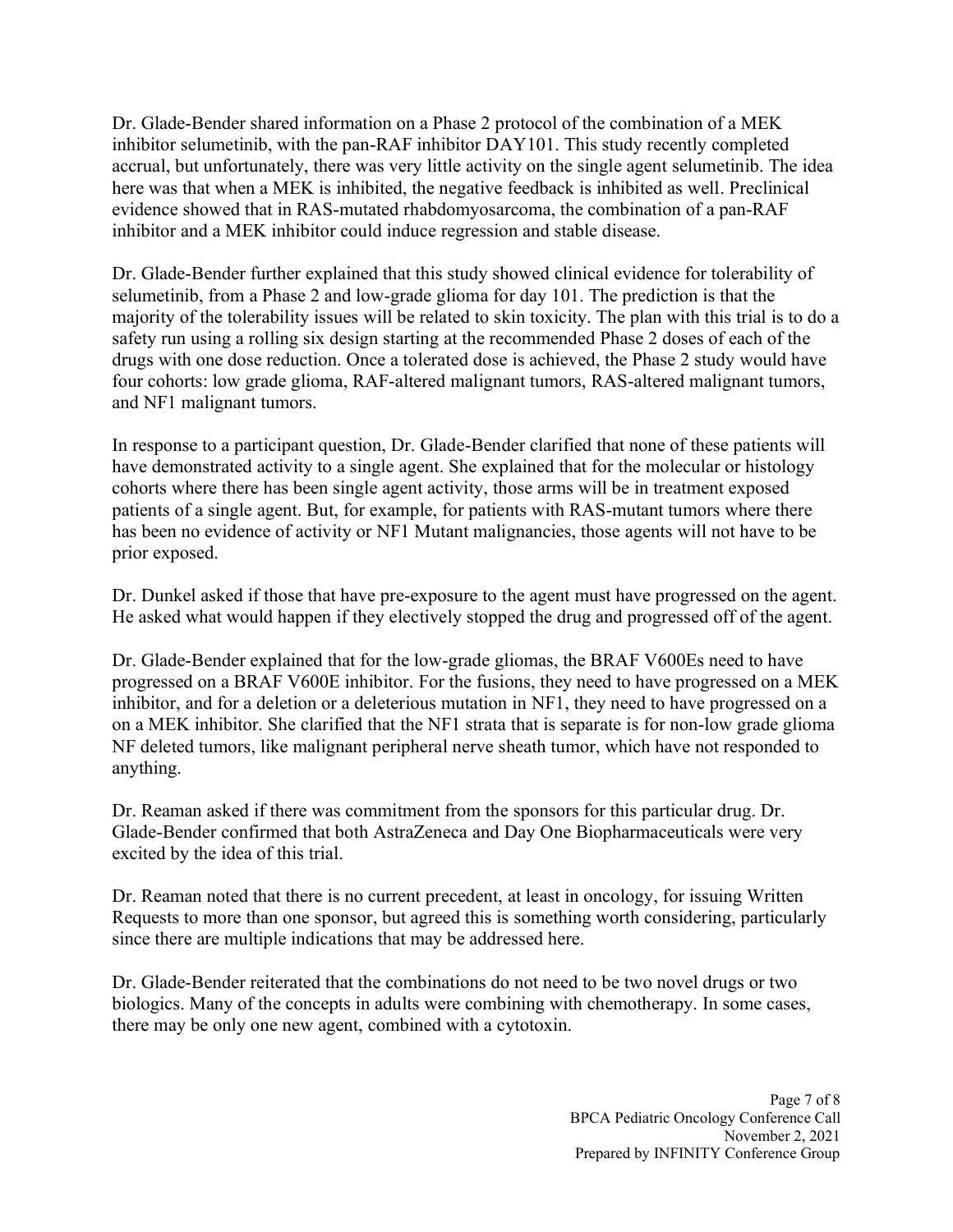Dr. Glade-Bender shared information on a Phase 2 protocol of the combination of a MEK inhibitor selumetinib, with the pan-RAF inhibitor DAY101. This study recently completed accrual, but unfortunately, there was very little activity on the single agent selumetinib. The idea here was that when a MEK is inhibited, the negative feedback is inhibited as well. Preclinical evidence showed that in RAS-mutated rhabdomyosarcoma, the combination of a pan-RAF inhibitor and a MEK inhibitor could induce regression and stable disease.

Dr. Glade-Bender further explained that this study showed clinical evidence for tolerability of selumetinib, from a Phase 2 and low-grade glioma for day 101. The prediction is that the majority of the tolerability issues will be related to skin toxicity. The plan with this trial is to do a safety run using a rolling six design starting at the recommended Phase 2 doses of each of the drugs with one dose reduction. Once a tolerated dose is achieved, the Phase 2 study would have four cohorts: low grade glioma, RAF-altered malignant tumors, RAS-altered malignant tumors, and NF1 malignant tumors.

In response to a participant question, Dr. Glade-Bender clarified that none of these patients will have demonstrated activity to a single agent. She explained that for the molecular or histology cohorts where there has been single agent activity, those arms will be in treatment exposed patients of a single agent. But, for example, for patients with RAS-mutant tumors where there has been no evidence of activity or NF1 Mutant malignancies, those agents will not have to be prior exposed.

Dr. Dunkel asked if those that have pre-exposure to the agent must have progressed on the agent. He asked what would happen if they electively stopped the drug and progressed off of the agent.

Dr. Glade-Bender explained that for the low-grade gliomas, the BRAF V600Es need to have progressed on a BRAF V600E inhibitor. For the fusions, they need to have progressed on a MEK inhibitor, and for a deletion or a deleterious mutation in NF1, they need to have progressed on a on a MEK inhibitor. She clarified that the NF1 strata that is separate is for non-low grade glioma NF deleted tumors, like malignant peripheral nerve sheath tumor, which have not responded to anything.

Dr. Reaman asked if there was commitment from the sponsors for this particular drug. Dr. Glade-Bender confirmed that both AstraZeneca and Day One Biopharmaceuticals were very excited by the idea of this trial.

Dr. Reaman noted that there is no current precedent, at least in oncology, for issuing Written Requests to more than one sponsor, but agreed this is something worth considering, particularly since there are multiple indications that may be addressed here.

Dr. Glade-Bender reiterated that the combinations do not need to be two novel drugs or two biologics. Many of the concepts in adults were combining with chemotherapy. In some cases, there may be only one new agent, combined with a cytotoxin.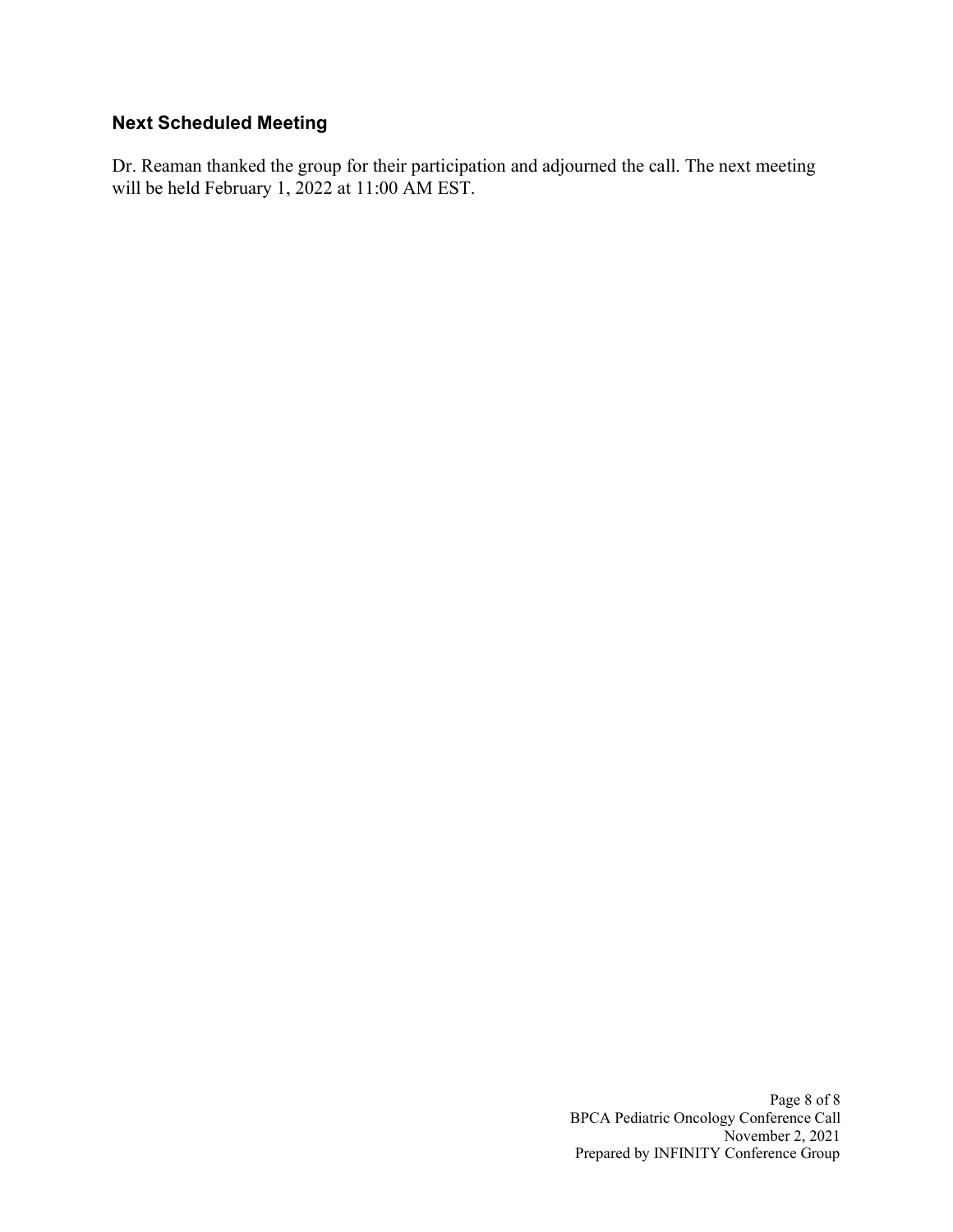## Next Scheduled Meeting

Dr. Reaman thanked the group for their participation and adjourned the call. The next meeting will be held February 1, 2022 at 11:00 AM EST.